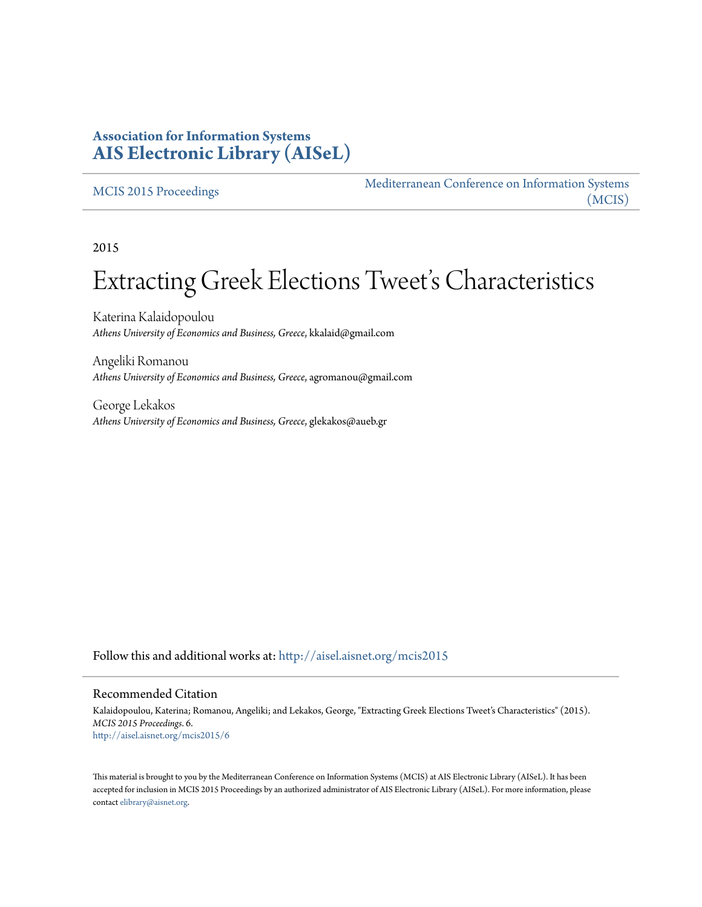**Association for Information Systems**
**[AIS Electronic Library (AISeL)](http://aisel.aisnet.org)**

MCIS 2015 Proceedings | Mediterranean Conference on Information Systems (MCIS)

2015

# Extracting Greek Elections Tweet's Characteristics

Katerina Kalaidopoulou
*Athens University of Economics and Business, Greece*, kkalaid@gmail.com

Angeliki Romanou
*Athens University of Economics and Business, Greece*, agromanou@gmail.com

George Lekakos
*Athens University of Economics and Business, Greece*, glekakos@aueb.gr

Follow this and additional works at: http://aisel.aisnet.org/mcis2015

## Recommended Citation

Kalaidopoulou, Katerina; Romanou, Angeliki; and Lekakos, George, "Extracting Greek Elections Tweet's Characteristics" (2015). *MCIS 2015 Proceedings*. 6.
http://aisel.aisnet.org/mcis2015/6

This material is brought to you by the Mediterranean Conference on Information Systems (MCIS) at AIS Electronic Library (AISeL). It has been accepted for inclusion in MCIS 2015 Proceedings by an authorized administrator of AIS Electronic Library (AISeL). For more information, please contact elibrary@aisnet.org.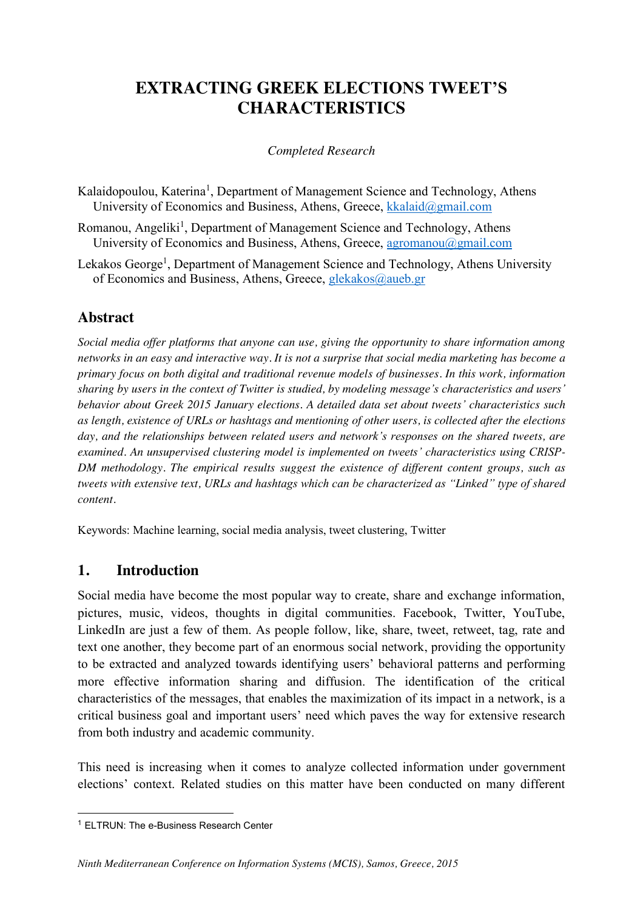# EXTRACTING GREEK ELECTIONS TWEET'S CHARACTERISTICS

*Completed Research*

Kalaidopoulou, Katerina[1], Department of Management Science and Technology, Athens University of Economics and Business, Athens, Greece, kkalaid@gmail.com

Romanou, Angeliki[1], Department of Management Science and Technology, Athens University of Economics and Business, Athens, Greece, agromanou@gmail.com

Lekakos George[1], Department of Management Science and Technology, Athens University of Economics and Business, Athens, Greece, glekakos@aueb.gr

## Abstract

*Social media offer platforms that anyone can use, giving the opportunity to share information among networks in an easy and interactive way. It is not a surprise that social media marketing has become a primary focus on both digital and traditional revenue models of businesses. In this work, information sharing by users in the context of Twitter is studied, by modeling message's characteristics and users' behavior about Greek 2015 January elections. A detailed data set about tweets' characteristics such as length, existence of URLs or hashtags and mentioning of other users, is collected after the elections day, and the relationships between related users and network's responses on the shared tweets, are examined. An unsupervised clustering model is implemented on tweets' characteristics using CRISP-DM methodology. The empirical results suggest the existence of different content groups, such as tweets with extensive text, URLs and hashtags which can be characterized as "Linked" type of shared content.*

Keywords: Machine learning, social media analysis, tweet clustering, Twitter

## 1. Introduction

Social media have become the most popular way to create, share and exchange information, pictures, music, videos, thoughts in digital communities. Facebook, Twitter, YouTube, LinkedIn are just a few of them. As people follow, like, share, tweet, retweet, tag, rate and text one another, they become part of an enormous social network, providing the opportunity to be extracted and analyzed towards identifying users' behavioral patterns and performing more effective information sharing and diffusion. The identification of the critical characteristics of the messages, that enables the maximization of its impact in a network, is a critical business goal and important users' need which paves the way for extensive research from both industry and academic community.

This need is increasing when it comes to analyze collected information under government elections' context. Related studies on this matter have been conducted on many different

[1] ELTRUN: The e-Business Research Center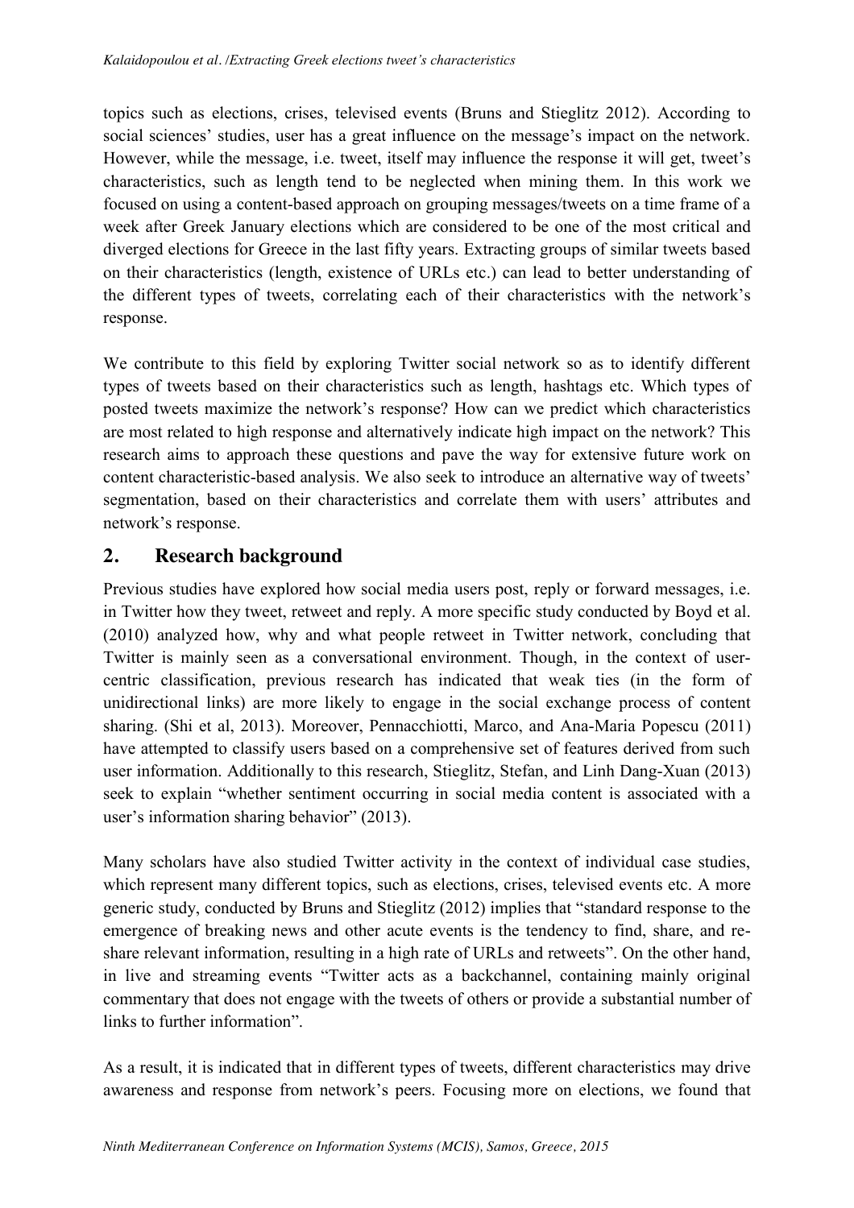topics such as elections, crises, televised events (Bruns and Stieglitz 2012). According to social sciences' studies, user has a great influence on the message's impact on the network. However, while the message, i.e. tweet, itself may influence the response it will get, tweet's characteristics, such as length tend to be neglected when mining them. In this work we focused on using a content-based approach on grouping messages/tweets on a time frame of a week after Greek January elections which are considered to be one of the most critical and diverged elections for Greece in the last fifty years. Extracting groups of similar tweets based on their characteristics (length, existence of URLs etc.) can lead to better understanding of the different types of tweets, correlating each of their characteristics with the network's response.

We contribute to this field by exploring Twitter social network so as to identify different types of tweets based on their characteristics such as length, hashtags etc. Which types of posted tweets maximize the network's response? How can we predict which characteristics are most related to high response and alternatively indicate high impact on the network? This research aims to approach these questions and pave the way for extensive future work on content characteristic-based analysis. We also seek to introduce an alternative way of tweets' segmentation, based on their characteristics and correlate them with users' attributes and network's response.

## 2. Research background

Previous studies have explored how social media users post, reply or forward messages, i.e. in Twitter how they tweet, retweet and reply. A more specific study conducted by Boyd et al. (2010) analyzed how, why and what people retweet in Twitter network, concluding that Twitter is mainly seen as a conversational environment. Though, in the context of user-centric classification, previous research has indicated that weak ties (in the form of unidirectional links) are more likely to engage in the social exchange process of content sharing. (Shi et al, 2013). Moreover, Pennacchiotti, Marco, and Ana-Maria Popescu (2011) have attempted to classify users based on a comprehensive set of features derived from such user information. Additionally to this research, Stieglitz, Stefan, and Linh Dang-Xuan (2013) seek to explain "whether sentiment occurring in social media content is associated with a user's information sharing behavior" (2013).

Many scholars have also studied Twitter activity in the context of individual case studies, which represent many different topics, such as elections, crises, televised events etc. A more generic study, conducted by Bruns and Stieglitz (2012) implies that "standard response to the emergence of breaking news and other acute events is the tendency to find, share, and re-share relevant information, resulting in a high rate of URLs and retweets". On the other hand, in live and streaming events "Twitter acts as a backchannel, containing mainly original commentary that does not engage with the tweets of others or provide a substantial number of links to further information".

As a result, it is indicated that in different types of tweets, different characteristics may drive awareness and response from network's peers. Focusing more on elections, we found that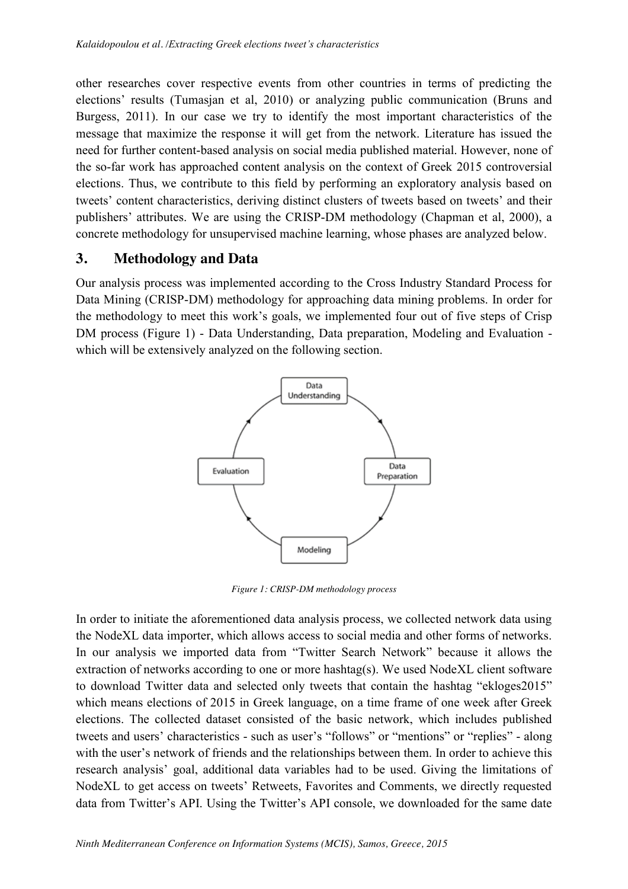other researches cover respective events from other countries in terms of predicting the elections' results (Tumasjan et al, 2010) or analyzing public communication (Bruns and Burgess, 2011). In our case we try to identify the most important characteristics of the message that maximize the response it will get from the network. Literature has issued the need for further content-based analysis on social media published material. However, none of the so-far work has approached content analysis on the context of Greek 2015 controversial elections. Thus, we contribute to this field by performing an exploratory analysis based on tweets' content characteristics, deriving distinct clusters of tweets based on tweets' and their publishers' attributes. We are using the CRISP-DM methodology (Chapman et al, 2000), a concrete methodology for unsupervised machine learning, whose phases are analyzed below.

## 3. Methodology and Data

Our analysis process was implemented according to the Cross Industry Standard Process for Data Mining (CRISP-DM) methodology for approaching data mining problems. In order for the methodology to meet this work's goals, we implemented four out of five steps of Crisp DM process (Figure 1) - Data Understanding, Data preparation, Modeling and Evaluation - which will be extensively analyzed on the following section.

*Figure 1: CRISP-DM methodology process*

In order to initiate the aforementioned data analysis process, we collected network data using the NodeXL data importer, which allows access to social media and other forms of networks. In our analysis we imported data from "Twitter Search Network" because it allows the extraction of networks according to one or more hashtag(s). We used NodeXL client software to download Twitter data and selected only tweets that contain the hashtag "ekloges2015" which means elections of 2015 in Greek language, on a time frame of one week after Greek elections. The collected dataset consisted of the basic network, which includes published tweets and users' characteristics - such as user's "follows" or "mentions" or "replies" - along with the user's network of friends and the relationships between them. In order to achieve this research analysis' goal, additional data variables had to be used. Giving the limitations of NodeXL to get access on tweets' Retweets, Favorites and Comments, we directly requested data from Twitter's API. Using the Twitter's API console, we downloaded for the same date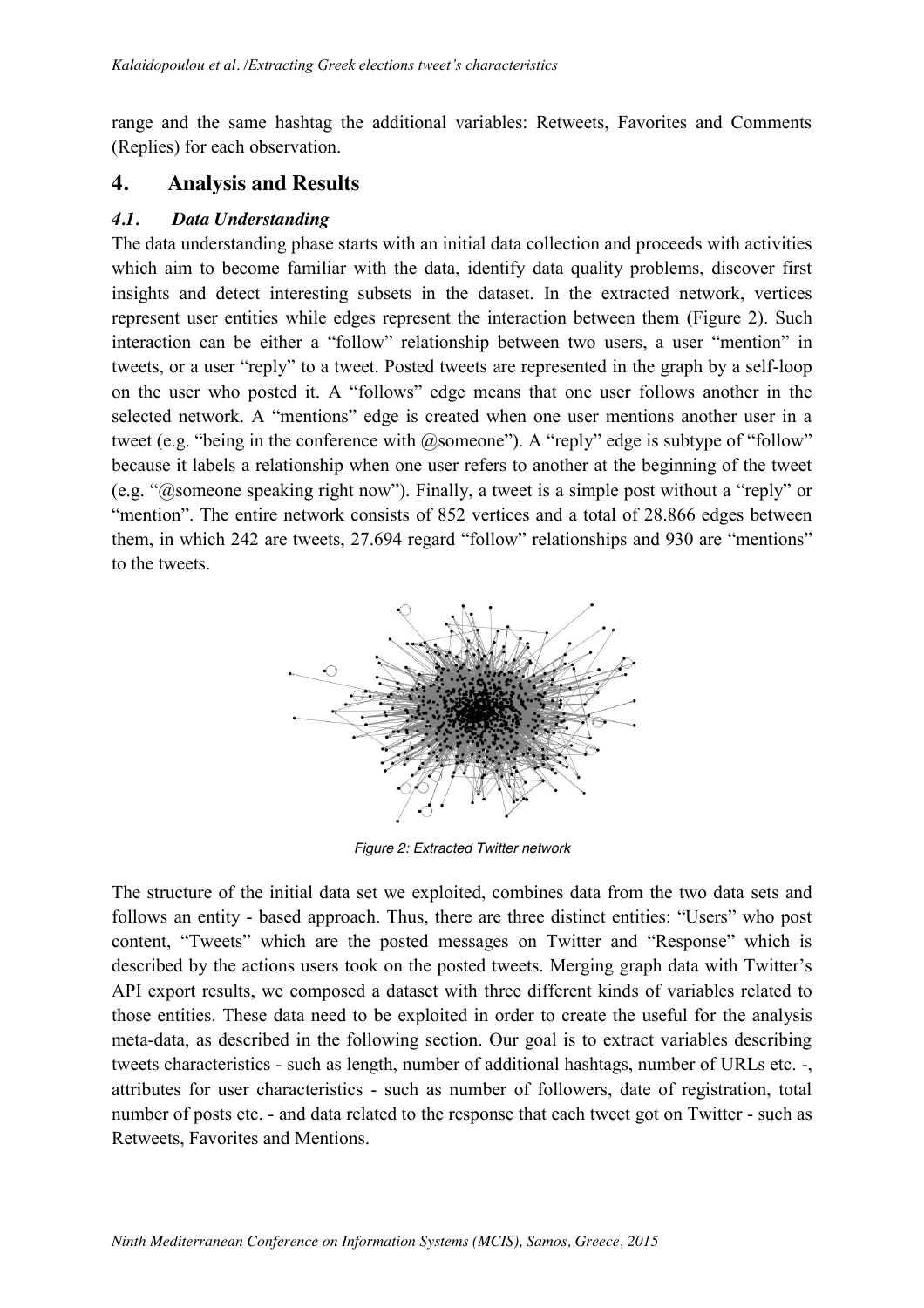range and the same hashtag the additional variables: Retweets, Favorites and Comments (Replies) for each observation.

## 4. Analysis and Results

### *4.1. Data Understanding*

The data understanding phase starts with an initial data collection and proceeds with activities which aim to become familiar with the data, identify data quality problems, discover first insights and detect interesting subsets in the dataset. In the extracted network, vertices represent user entities while edges represent the interaction between them (Figure 2). Such interaction can be either a "follow" relationship between two users, a user "mention" in tweets, or a user "reply" to a tweet. Posted tweets are represented in the graph by a self-loop on the user who posted it. A "follows" edge means that one user follows another in the selected network. A "mentions" edge is created when one user mentions another user in a tweet (e.g. "being in the conference with @someone"). A "reply" edge is subtype of "follow" because it labels a relationship when one user refers to another at the beginning of the tweet (e.g. "@someone speaking right now"). Finally, a tweet is a simple post without a "reply" or "mention". The entire network consists of 852 vertices and a total of 28.866 edges between them, in which 242 are tweets, 27.694 regard "follow" relationships and 930 are "mentions" to the tweets.

*Figure 2: Extracted Twitter network*

The structure of the initial data set we exploited, combines data from the two data sets and follows an entity - based approach. Thus, there are three distinct entities: "Users" who post content, "Tweets" which are the posted messages on Twitter and "Response" which is described by the actions users took on the posted tweets. Merging graph data with Twitter's API export results, we composed a dataset with three different kinds of variables related to those entities. These data need to be exploited in order to create the useful for the analysis meta-data, as described in the following section. Our goal is to extract variables describing tweets characteristics - such as length, number of additional hashtags, number of URLs etc. -, attributes for user characteristics - such as number of followers, date of registration, total number of posts etc. - and data related to the response that each tweet got on Twitter - such as Retweets, Favorites and Mentions.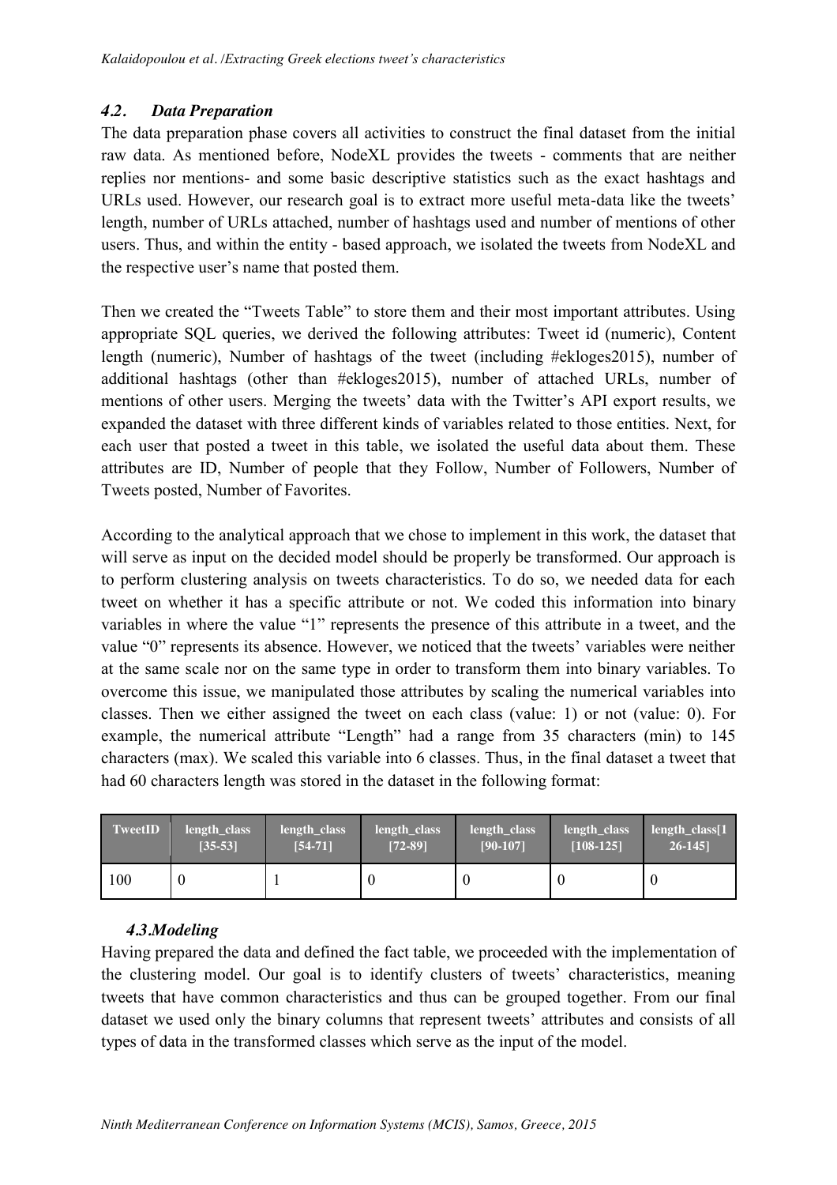### 4.2. *Data Preparation*

The data preparation phase covers all activities to construct the final dataset from the initial raw data. As mentioned before, NodeXL provides the tweets - comments that are neither replies nor mentions- and some basic descriptive statistics such as the exact hashtags and URLs used. However, our research goal is to extract more useful meta-data like the tweets' length, number of URLs attached, number of hashtags used and number of mentions of other users. Thus, and within the entity - based approach, we isolated the tweets from NodeXL and the respective user's name that posted them.

Then we created the "Tweets Table" to store them and their most important attributes. Using appropriate SQL queries, we derived the following attributes: Tweet id (numeric), Content length (numeric), Number of hashtags of the tweet (including #ekloges2015), number of additional hashtags (other than #ekloges2015), number of attached URLs, number of mentions of other users. Merging the tweets' data with the Twitter's API export results, we expanded the dataset with three different kinds of variables related to those entities. Next, for each user that posted a tweet in this table, we isolated the useful data about them. These attributes are ID, Number of people that they Follow, Number of Followers, Number of Tweets posted, Number of Favorites.

According to the analytical approach that we chose to implement in this work, the dataset that will serve as input on the decided model should be properly be transformed. Our approach is to perform clustering analysis on tweets characteristics. To do so, we needed data for each tweet on whether it has a specific attribute or not. We coded this information into binary variables in where the value "1" represents the presence of this attribute in a tweet, and the value "0" represents its absence. However, we noticed that the tweets' variables were neither at the same scale nor on the same type in order to transform them into binary variables. To overcome this issue, we manipulated those attributes by scaling the numerical variables into classes. Then we either assigned the tweet on each class (value: 1) or not (value: 0). For example, the numerical attribute "Length" had a range from 35 characters (min) to 145 characters (max). We scaled this variable into 6 classes. Thus, in the final dataset a tweet that had 60 characters length was stored in the dataset in the following format:

| TweetID | length_class [35-53] | length_class [54-71] | length_class [72-89] | length_class [90-107] | length_class [108-125] | length_class[126-145] |
|---|---|---|---|---|---|---|
| 100 | 0 | 1 | 0 | 0 | 0 | 0 |

### 4.3. *Modeling*

Having prepared the data and defined the fact table, we proceeded with the implementation of the clustering model. Our goal is to identify clusters of tweets' characteristics, meaning tweets that have common characteristics and thus can be grouped together. From our final dataset we used only the binary columns that represent tweets' attributes and consists of all types of data in the transformed classes which serve as the input of the model.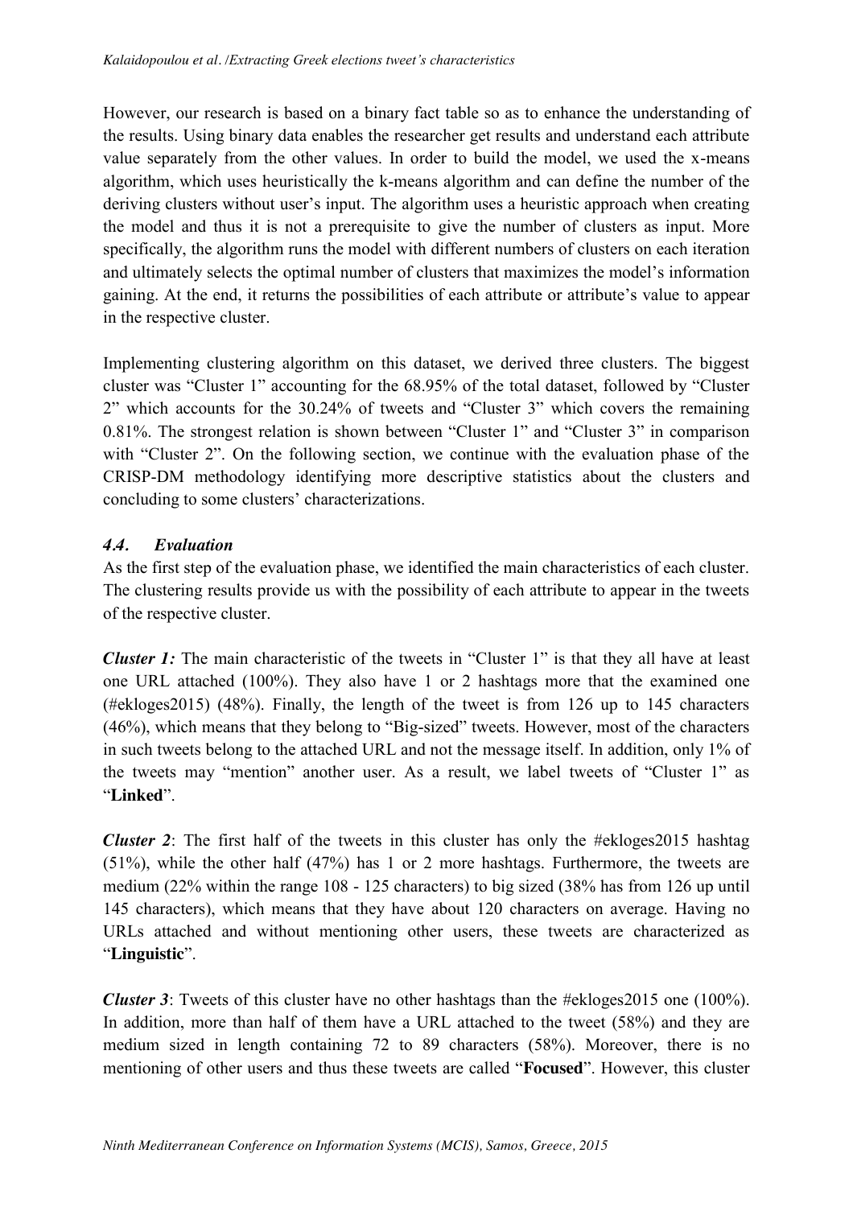However, our research is based on a binary fact table so as to enhance the understanding of the results. Using binary data enables the researcher get results and understand each attribute value separately from the other values. In order to build the model, we used the x-means algorithm, which uses heuristically the k-means algorithm and can define the number of the deriving clusters without user's input. The algorithm uses a heuristic approach when creating the model and thus it is not a prerequisite to give the number of clusters as input. More specifically, the algorithm runs the model with different numbers of clusters on each iteration and ultimately selects the optimal number of clusters that maximizes the model's information gaining. At the end, it returns the possibilities of each attribute or attribute's value to appear in the respective cluster.

Implementing clustering algorithm on this dataset, we derived three clusters. The biggest cluster was "Cluster 1" accounting for the 68.95% of the total dataset, followed by "Cluster 2" which accounts for the 30.24% of tweets and "Cluster 3" which covers the remaining 0.81%. The strongest relation is shown between "Cluster 1" and "Cluster 3" in comparison with "Cluster 2". On the following section, we continue with the evaluation phase of the CRISP-DM methodology identifying more descriptive statistics about the clusters and concluding to some clusters' characterizations.

### *4.4. Evaluation*

As the first step of the evaluation phase, we identified the main characteristics of each cluster. The clustering results provide us with the possibility of each attribute to appear in the tweets of the respective cluster.

***Cluster 1:*** The main characteristic of the tweets in "Cluster 1" is that they all have at least one URL attached (100%). They also have 1 or 2 hashtags more that the examined one (#ekloges2015) (48%). Finally, the length of the tweet is from 126 up to 145 characters (46%), which means that they belong to "Big-sized" tweets. However, most of the characters in such tweets belong to the attached URL and not the message itself. In addition, only 1% of the tweets may "mention" another user. As a result, we label tweets of "Cluster 1" as "**Linked**".

***Cluster 2***: The first half of the tweets in this cluster has only the #ekloges2015 hashtag (51%), while the other half (47%) has 1 or 2 more hashtags. Furthermore, the tweets are medium (22% within the range 108 - 125 characters) to big sized (38% has from 126 up until 145 characters), which means that they have about 120 characters on average. Having no URLs attached and without mentioning other users, these tweets are characterized as "**Linguistic**".

***Cluster 3***: Tweets of this cluster have no other hashtags than the #ekloges2015 one (100%). In addition, more than half of them have a URL attached to the tweet (58%) and they are medium sized in length containing 72 to 89 characters (58%). Moreover, there is no mentioning of other users and thus these tweets are called "**Focused**". However, this cluster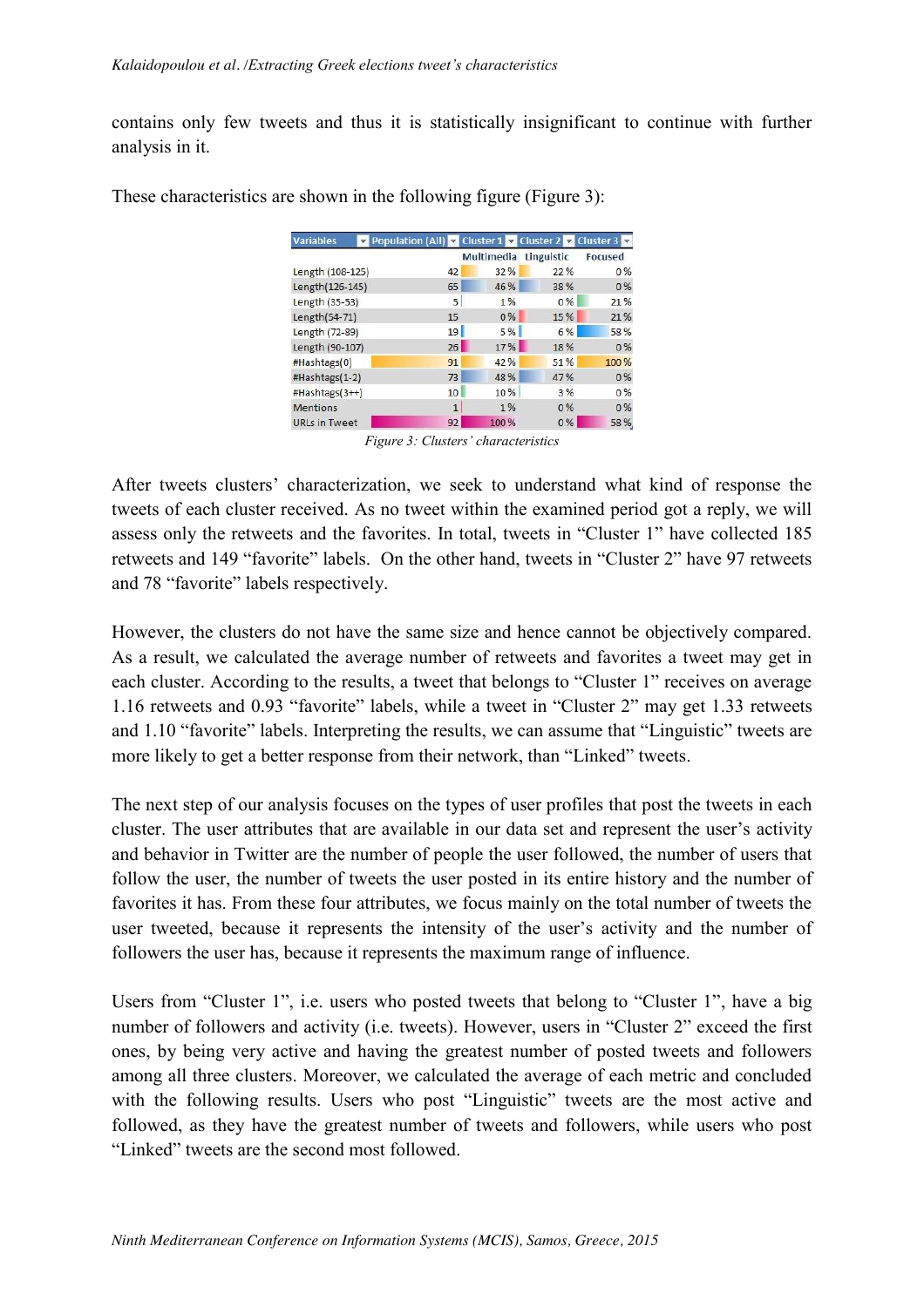contains only few tweets and thus it is statistically insignificant to continue with further analysis in it.

These characteristics are shown in the following figure (Figure 3):

| Variables | Population (All) | Cluster 1 | Cluster 2 | Cluster 3 |
|---|---|---|---|---|
| | | Multimedia | Linguistic | Focused |
| Length (108-125) | 42 | 32 % | 22 % | 0 % |
| Length(126-145) | 65 | 46 % | 38 % | 0 % |
| Length (35-53) | 5 | 1 % | 0 % | 21 % |
| Length(54-71) | 15 | 0 % | 15 % | 21 % |
| Length (72-89) | 19 | 5 % | 6 % | 58 % |
| Length (90-107) | 26 | 17 % | 18 % | 0 % |
| #Hashtags(0) | 91 | 42 % | 51 % | 100 % |
| #Hashtags(1-2) | 73 | 48 % | 47 % | 0 % |
| #Hashtags(3++) | 10 | 10 % | 3 % | 0 % |
| Mentions | 1 | 1 % | 0 % | 0 % |
| URLs in Tweet | 92 | 100 % | 0 % | 58 % |

*Figure 3: Clusters' characteristics*

After tweets clusters' characterization, we seek to understand what kind of response the tweets of each cluster received. As no tweet within the examined period got a reply, we will assess only the retweets and the favorites. In total, tweets in "Cluster 1" have collected 185 retweets and 149 "favorite" labels. On the other hand, tweets in "Cluster 2" have 97 retweets and 78 "favorite" labels respectively.

However, the clusters do not have the same size and hence cannot be objectively compared. As a result, we calculated the average number of retweets and favorites a tweet may get in each cluster. According to the results, a tweet that belongs to "Cluster 1" receives on average 1.16 retweets and 0.93 "favorite" labels, while a tweet in "Cluster 2" may get 1.33 retweets and 1.10 "favorite" labels. Interpreting the results, we can assume that "Linguistic" tweets are more likely to get a better response from their network, than "Linked" tweets.

The next step of our analysis focuses on the types of user profiles that post the tweets in each cluster. The user attributes that are available in our data set and represent the user's activity and behavior in Twitter are the number of people the user followed, the number of users that follow the user, the number of tweets the user posted in its entire history and the number of favorites it has. From these four attributes, we focus mainly on the total number of tweets the user tweeted, because it represents the intensity of the user's activity and the number of followers the user has, because it represents the maximum range of influence.

Users from "Cluster 1", i.e. users who posted tweets that belong to "Cluster 1", have a big number of followers and activity (i.e. tweets). However, users in "Cluster 2" exceed the first ones, by being very active and having the greatest number of posted tweets and followers among all three clusters. Moreover, we calculated the average of each metric and concluded with the following results. Users who post "Linguistic" tweets are the most active and followed, as they have the greatest number of tweets and followers, while users who post "Linked" tweets are the second most followed.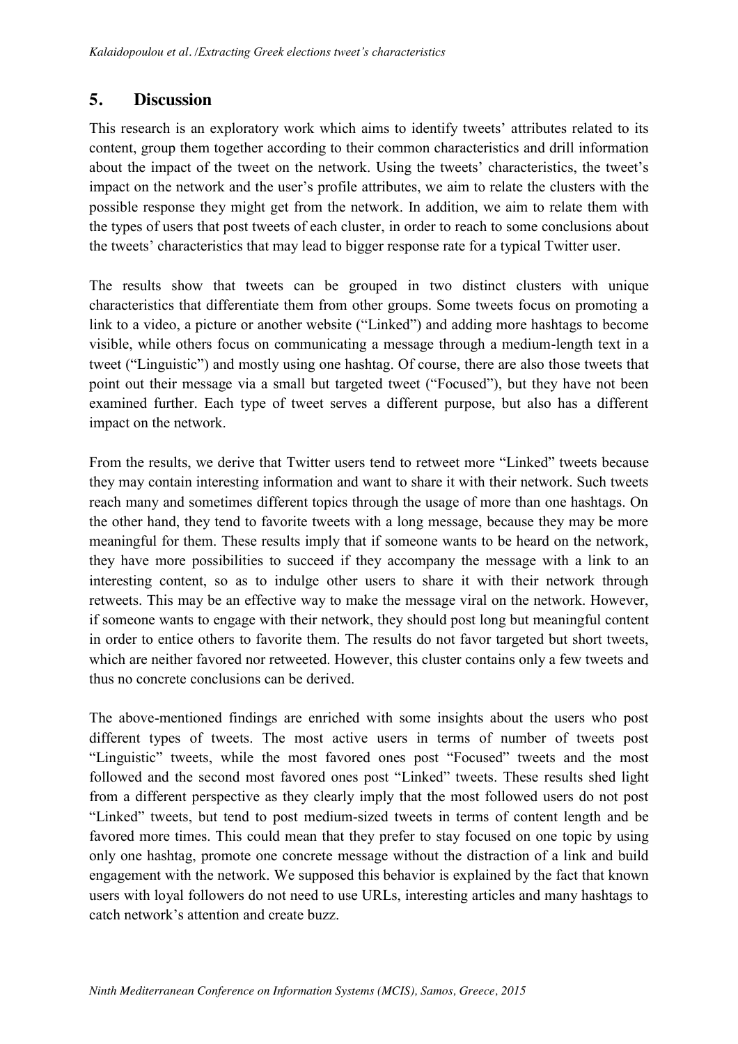## 5. Discussion

This research is an exploratory work which aims to identify tweets' attributes related to its content, group them together according to their common characteristics and drill information about the impact of the tweet on the network. Using the tweets' characteristics, the tweet's impact on the network and the user's profile attributes, we aim to relate the clusters with the possible response they might get from the network. In addition, we aim to relate them with the types of users that post tweets of each cluster, in order to reach to some conclusions about the tweets' characteristics that may lead to bigger response rate for a typical Twitter user.

The results show that tweets can be grouped in two distinct clusters with unique characteristics that differentiate them from other groups. Some tweets focus on promoting a link to a video, a picture or another website ("Linked") and adding more hashtags to become visible, while others focus on communicating a message through a medium-length text in a tweet ("Linguistic") and mostly using one hashtag. Of course, there are also those tweets that point out their message via a small but targeted tweet ("Focused"), but they have not been examined further. Each type of tweet serves a different purpose, but also has a different impact on the network.

From the results, we derive that Twitter users tend to retweet more "Linked" tweets because they may contain interesting information and want to share it with their network. Such tweets reach many and sometimes different topics through the usage of more than one hashtags. On the other hand, they tend to favorite tweets with a long message, because they may be more meaningful for them. These results imply that if someone wants to be heard on the network, they have more possibilities to succeed if they accompany the message with a link to an interesting content, so as to indulge other users to share it with their network through retweets. This may be an effective way to make the message viral on the network. However, if someone wants to engage with their network, they should post long but meaningful content in order to entice others to favorite them. The results do not favor targeted but short tweets, which are neither favored nor retweeted. However, this cluster contains only a few tweets and thus no concrete conclusions can be derived.

The above-mentioned findings are enriched with some insights about the users who post different types of tweets. The most active users in terms of number of tweets post "Linguistic" tweets, while the most favored ones post "Focused" tweets and the most followed and the second most favored ones post "Linked" tweets. These results shed light from a different perspective as they clearly imply that the most followed users do not post "Linked" tweets, but tend to post medium-sized tweets in terms of content length and be favored more times. This could mean that they prefer to stay focused on one topic by using only one hashtag, promote one concrete message without the distraction of a link and build engagement with the network. We supposed this behavior is explained by the fact that known users with loyal followers do not need to use URLs, interesting articles and many hashtags to catch network's attention and create buzz.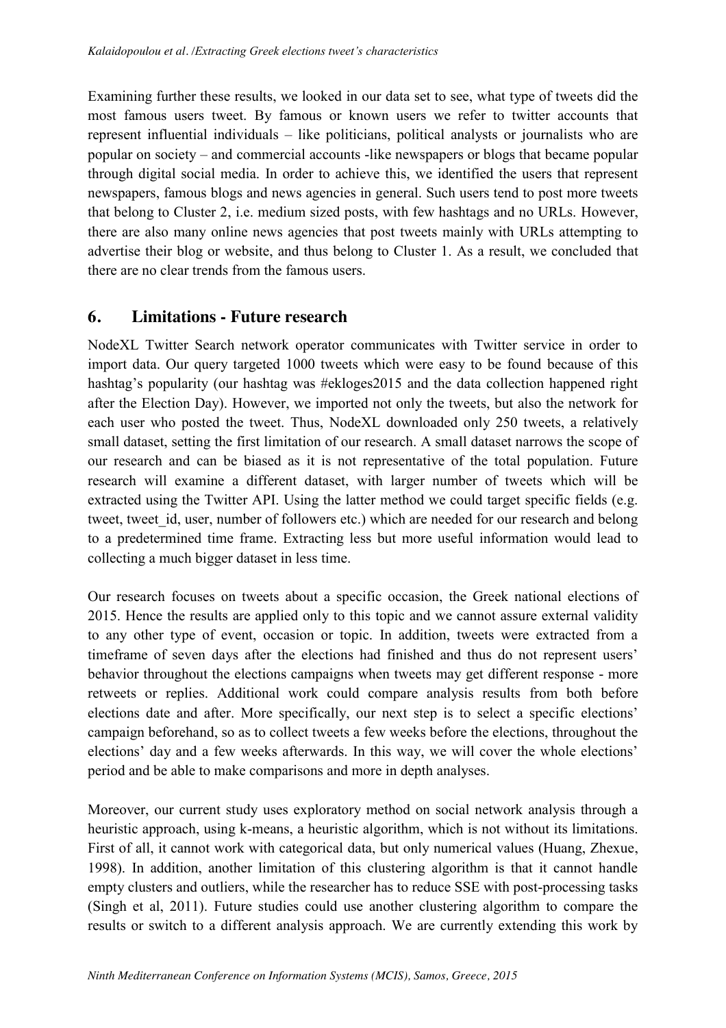Examining further these results, we looked in our data set to see, what type of tweets did the most famous users tweet. By famous or known users we refer to twitter accounts that represent influential individuals – like politicians, political analysts or journalists who are popular on society – and commercial accounts -like newspapers or blogs that became popular through digital social media. In order to achieve this, we identified the users that represent newspapers, famous blogs and news agencies in general. Such users tend to post more tweets that belong to Cluster 2, i.e. medium sized posts, with few hashtags and no URLs. However, there are also many online news agencies that post tweets mainly with URLs attempting to advertise their blog or website, and thus belong to Cluster 1. As a result, we concluded that there are no clear trends from the famous users.

## 6. Limitations - Future research

NodeXL Twitter Search network operator communicates with Twitter service in order to import data. Our query targeted 1000 tweets which were easy to be found because of this hashtag's popularity (our hashtag was #ekloges2015 and the data collection happened right after the Election Day). However, we imported not only the tweets, but also the network for each user who posted the tweet. Thus, NodeXL downloaded only 250 tweets, a relatively small dataset, setting the first limitation of our research. A small dataset narrows the scope of our research and can be biased as it is not representative of the total population. Future research will examine a different dataset, with larger number of tweets which will be extracted using the Twitter API. Using the latter method we could target specific fields (e.g. tweet, tweet_id, user, number of followers etc.) which are needed for our research and belong to a predetermined time frame. Extracting less but more useful information would lead to collecting a much bigger dataset in less time.

Our research focuses on tweets about a specific occasion, the Greek national elections of 2015. Hence the results are applied only to this topic and we cannot assure external validity to any other type of event, occasion or topic. In addition, tweets were extracted from a timeframe of seven days after the elections had finished and thus do not represent users' behavior throughout the elections campaigns when tweets may get different response - more retweets or replies. Additional work could compare analysis results from both before elections date and after. More specifically, our next step is to select a specific elections' campaign beforehand, so as to collect tweets a few weeks before the elections, throughout the elections' day and a few weeks afterwards. In this way, we will cover the whole elections' period and be able to make comparisons and more in depth analyses.

Moreover, our current study uses exploratory method on social network analysis through a heuristic approach, using k-means, a heuristic algorithm, which is not without its limitations. First of all, it cannot work with categorical data, but only numerical values (Huang, Zhexue, 1998). In addition, another limitation of this clustering algorithm is that it cannot handle empty clusters and outliers, while the researcher has to reduce SSE with post-processing tasks (Singh et al, 2011). Future studies could use another clustering algorithm to compare the results or switch to a different analysis approach. We are currently extending this work by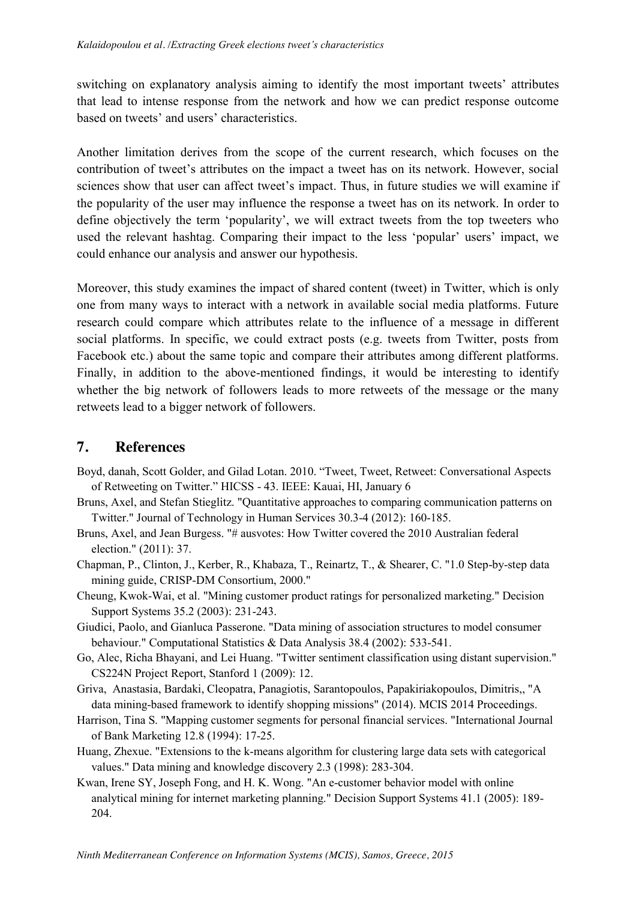switching on explanatory analysis aiming to identify the most important tweets' attributes that lead to intense response from the network and how we can predict response outcome based on tweets' and users' characteristics.

Another limitation derives from the scope of the current research, which focuses on the contribution of tweet's attributes on the impact a tweet has on its network. However, social sciences show that user can affect tweet's impact. Thus, in future studies we will examine if the popularity of the user may influence the response a tweet has on its network. In order to define objectively the term 'popularity', we will extract tweets from the top tweeters who used the relevant hashtag. Comparing their impact to the less 'popular' users' impact, we could enhance our analysis and answer our hypothesis.

Moreover, this study examines the impact of shared content (tweet) in Twitter, which is only one from many ways to interact with a network in available social media platforms. Future research could compare which attributes relate to the influence of a message in different social platforms. In specific, we could extract posts (e.g. tweets from Twitter, posts from Facebook etc.) about the same topic and compare their attributes among different platforms. Finally, in addition to the above-mentioned findings, it would be interesting to identify whether the big network of followers leads to more retweets of the message or the many retweets lead to a bigger network of followers.

## 7. References

Boyd, danah, Scott Golder, and Gilad Lotan. 2010. "Tweet, Tweet, Retweet: Conversational Aspects of Retweeting on Twitter." HICSS - 43. IEEE: Kauai, HI, January 6

Bruns, Axel, and Stefan Stieglitz. "Quantitative approaches to comparing communication patterns on Twitter." Journal of Technology in Human Services 30.3-4 (2012): 160-185.

Bruns, Axel, and Jean Burgess. "# ausvotes: How Twitter covered the 2010 Australian federal election." (2011): 37.

Chapman, P., Clinton, J., Kerber, R., Khabaza, T., Reinartz, T., & Shearer, C. "1.0 Step-by-step data mining guide, CRISP-DM Consortium, 2000."

Cheung, Kwok-Wai, et al. "Mining customer product ratings for personalized marketing." Decision Support Systems 35.2 (2003): 231-243.

Giudici, Paolo, and Gianluca Passerone. "Data mining of association structures to model consumer behaviour." Computational Statistics & Data Analysis 38.4 (2002): 533-541.

Go, Alec, Richa Bhayani, and Lei Huang. "Twitter sentiment classification using distant supervision." CS224N Project Report, Stanford 1 (2009): 12.

Griva, Anastasia, Bardaki, Cleopatra, Panagiotis, Sarantopoulos, Papakiriakopoulos, Dimitris,, "A data mining-based framework to identify shopping missions" (2014). MCIS 2014 Proceedings.

Harrison, Tina S. "Mapping customer segments for personal financial services. "International Journal of Bank Marketing 12.8 (1994): 17-25.

Huang, Zhexue. "Extensions to the k-means algorithm for clustering large data sets with categorical values." Data mining and knowledge discovery 2.3 (1998): 283-304.

Kwan, Irene SY, Joseph Fong, and H. K. Wong. "An e-customer behavior model with online analytical mining for internet marketing planning." Decision Support Systems 41.1 (2005): 189-204.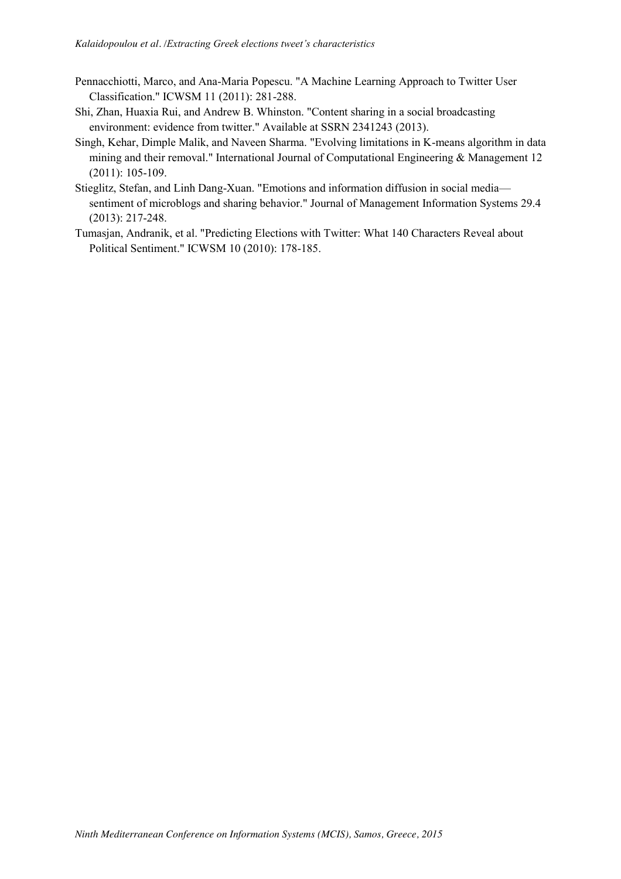Pennacchiotti, Marco, and Ana-Maria Popescu. "A Machine Learning Approach to Twitter User Classification." ICWSM 11 (2011): 281-288.

Shi, Zhan, Huaxia Rui, and Andrew B. Whinston. "Content sharing in a social broadcasting environment: evidence from twitter." Available at SSRN 2341243 (2013).

Singh, Kehar, Dimple Malik, and Naveen Sharma. "Evolving limitations in K-means algorithm in data mining and their removal." International Journal of Computational Engineering & Management 12 (2011): 105-109.

Stieglitz, Stefan, and Linh Dang-Xuan. "Emotions and information diffusion in social media—sentiment of microblogs and sharing behavior." Journal of Management Information Systems 29.4 (2013): 217-248.

Tumasjan, Andranik, et al. "Predicting Elections with Twitter: What 140 Characters Reveal about Political Sentiment." ICWSM 10 (2010): 178-185.